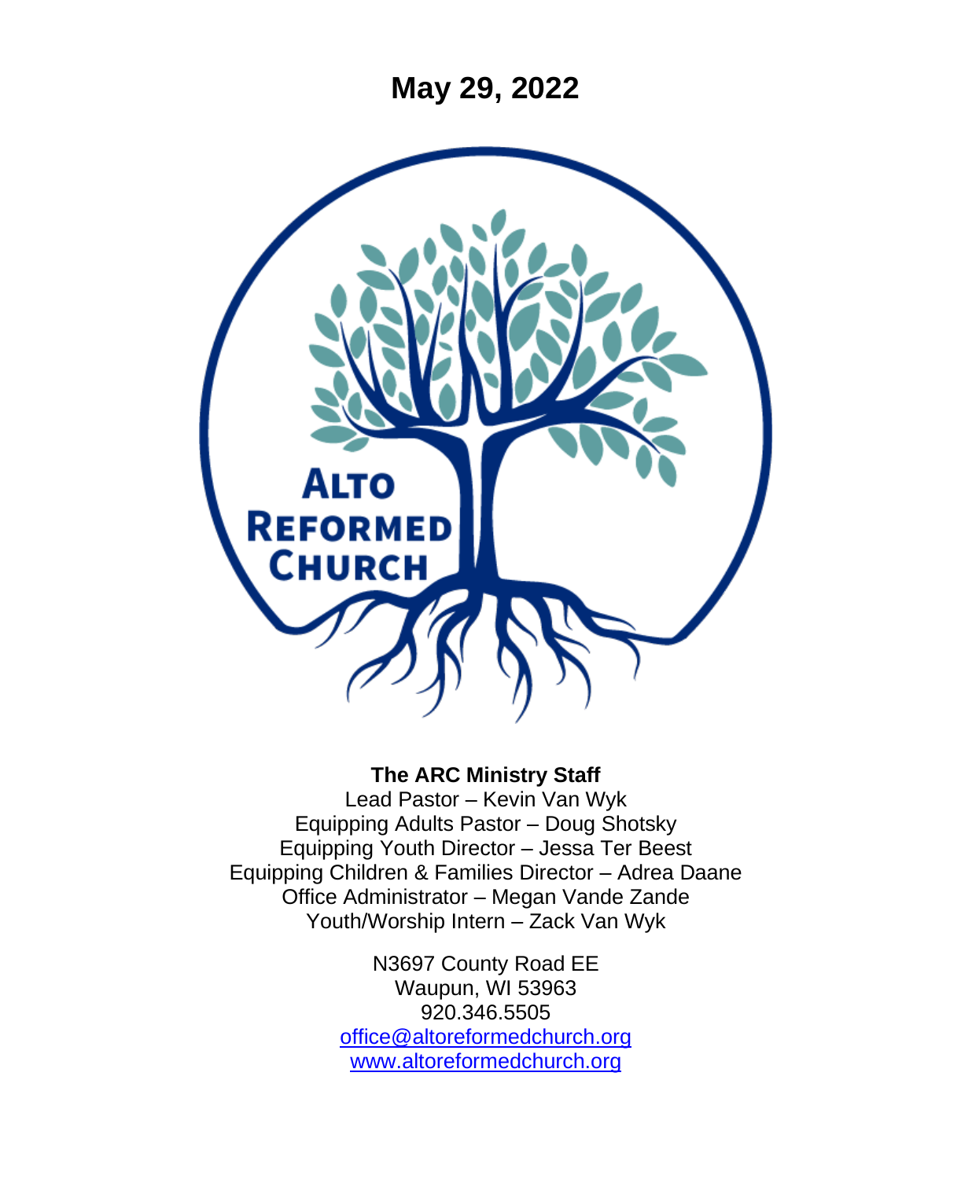# May 29, 2022

ALTO REFORMED CHURCH

**The ARC Ministry Staff**
Lead Pastor – Kevin Van Wyk
Equipping Adults Pastor – Doug Shotsky
Equipping Youth Director – Jessa Ter Beest
Equipping Children & Families Director – Adrea Daane
Office Administrator – Megan Vande Zande
Youth/Worship Intern – Zack Van Wyk

N3697 County Road EE
Waupun, WI 53963
920.346.5505
office@altoreformedchurch.org
www.altoreformedchurch.org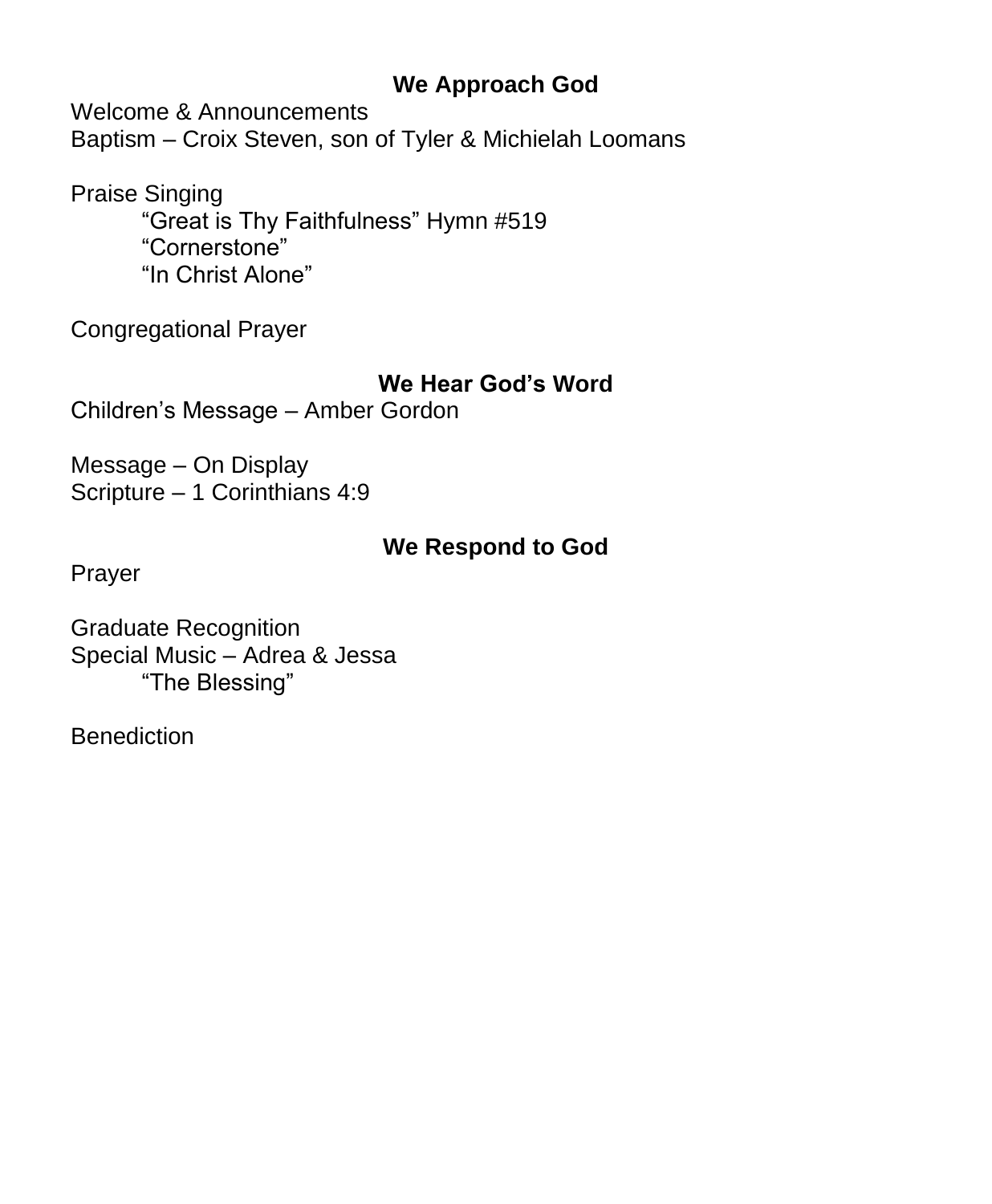## We Approach God

Welcome & Announcements
Baptism – Croix Steven, son of Tyler & Michielah Loomans

Praise Singing
    "Great is Thy Faithfulness" Hymn #519
    "Cornerstone"
    "In Christ Alone"

Congregational Prayer

## We Hear God's Word

Children's Message – Amber Gordon

Message – On Display
Scripture – 1 Corinthians 4:9

## We Respond to God

Prayer

Graduate Recognition
Special Music – Adrea & Jessa
    "The Blessing"

Benediction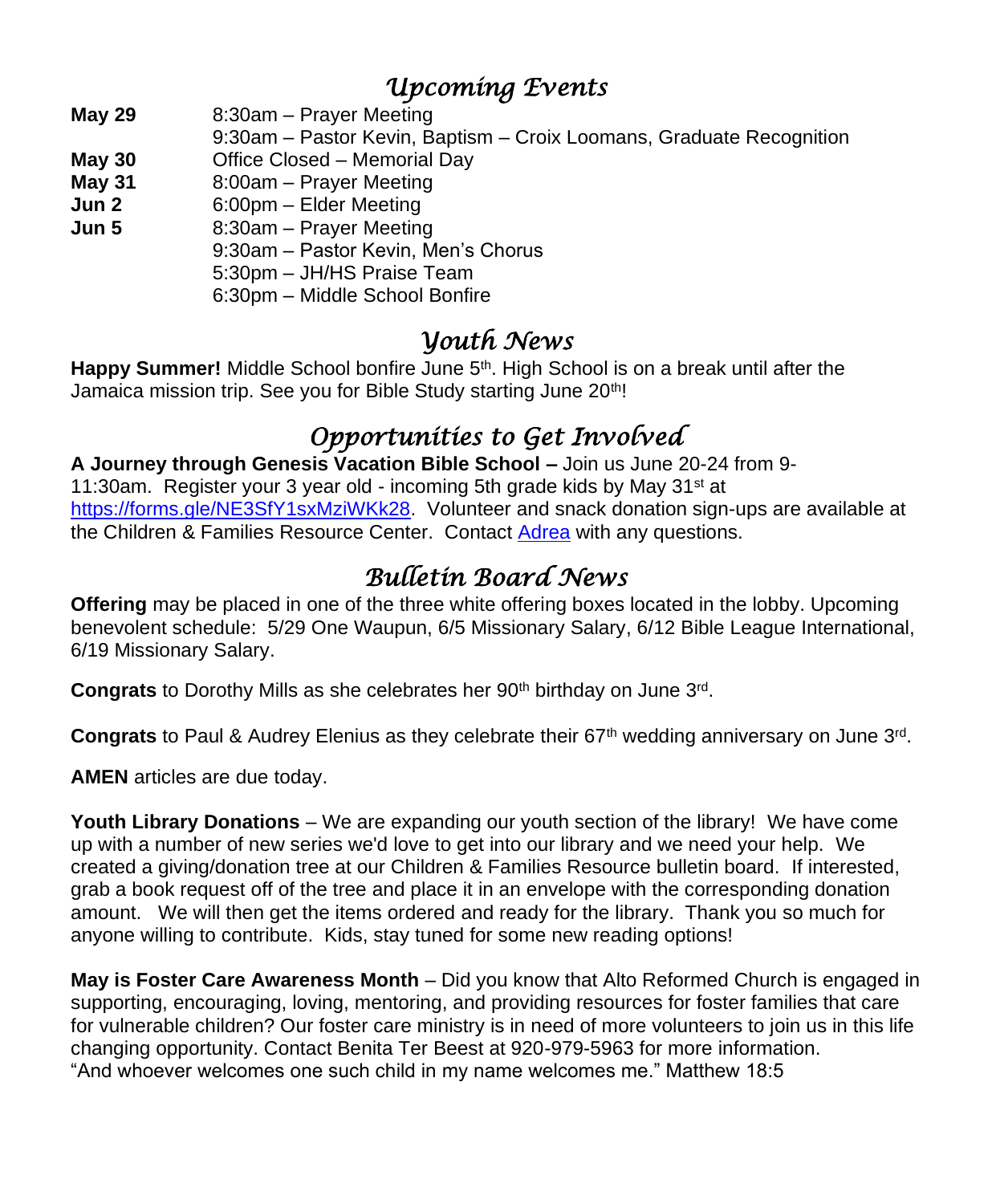## *Upcoming Events*

| | |
|---|---|
| **May 29** | 8:30am – Prayer Meeting |
| | 9:30am – Pastor Kevin, Baptism – Croix Loomans, Graduate Recognition |
| **May 30** | Office Closed – Memorial Day |
| **May 31** | 8:00am – Prayer Meeting |
| **Jun 2** | 6:00pm – Elder Meeting |
| **Jun 5** | 8:30am – Prayer Meeting |
| | 9:30am – Pastor Kevin, Men's Chorus |
| | 5:30pm – JH/HS Praise Team |
| | 6:30pm – Middle School Bonfire |

## *Youth News*

**Happy Summer!** Middle School bonfire June 5th. High School is on a break until after the Jamaica mission trip. See you for Bible Study starting June 20th!

## *Opportunities to Get Involved*

**A Journey through Genesis Vacation Bible School –** Join us June 20-24 from 9-11:30am. Register your 3 year old - incoming 5th grade kids by May 31st at https://forms.gle/NE3SfY1sxMziWKk28. Volunteer and snack donation sign-ups are available at the Children & Families Resource Center. Contact Adrea with any questions.

## *Bulletin Board News*

**Offering** may be placed in one of the three white offering boxes located in the lobby. Upcoming benevolent schedule: 5/29 One Waupun, 6/5 Missionary Salary, 6/12 Bible League International, 6/19 Missionary Salary.

**Congrats** to Dorothy Mills as she celebrates her 90th birthday on June 3rd.

**Congrats** to Paul & Audrey Elenius as they celebrate their 67th wedding anniversary on June 3rd.

**AMEN** articles are due today.

**Youth Library Donations** – We are expanding our youth section of the library! We have come up with a number of new series we'd love to get into our library and we need your help. We created a giving/donation tree at our Children & Families Resource bulletin board. If interested, grab a book request off of the tree and place it in an envelope with the corresponding donation amount. We will then get the items ordered and ready for the library. Thank you so much for anyone willing to contribute. Kids, stay tuned for some new reading options!

**May is Foster Care Awareness Month** – Did you know that Alto Reformed Church is engaged in supporting, encouraging, loving, mentoring, and providing resources for foster families that care for vulnerable children? Our foster care ministry is in need of more volunteers to join us in this life changing opportunity. Contact Benita Ter Beest at 920-979-5963 for more information.
"And whoever welcomes one such child in my name welcomes me." Matthew 18:5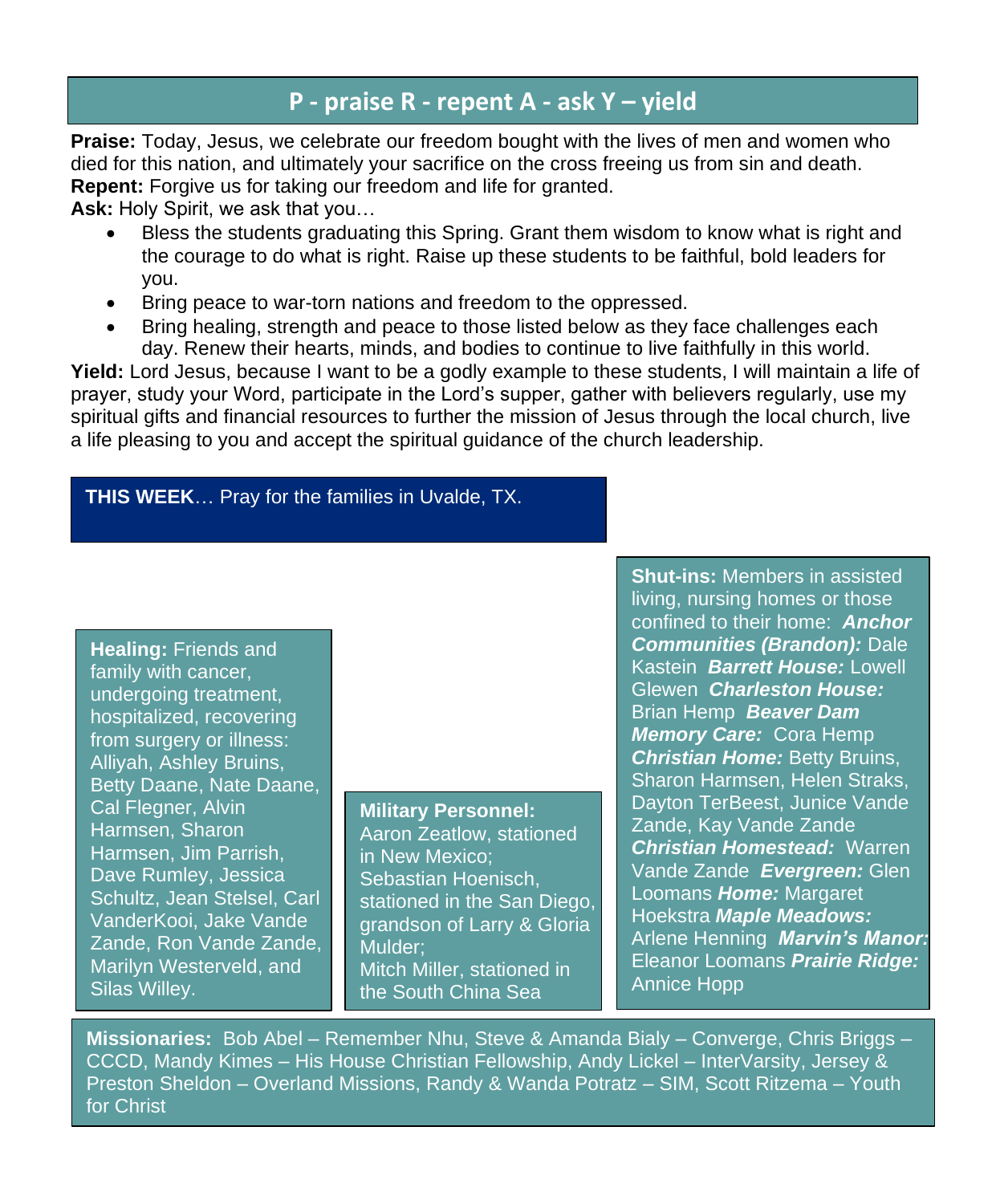## P - praise R - repent A - ask Y – yield

**Praise:** Today, Jesus, we celebrate our freedom bought with the lives of men and women who died for this nation, and ultimately your sacrifice on the cross freeing us from sin and death.
**Repent:** Forgive us for taking our freedom and life for granted.
**Ask:** Holy Spirit, we ask that you…

- Bless the students graduating this Spring. Grant them wisdom to know what is right and the courage to do what is right. Raise up these students to be faithful, bold leaders for you.
- Bring peace to war-torn nations and freedom to the oppressed.
- Bring healing, strength and peace to those listed below as they face challenges each day. Renew their hearts, minds, and bodies to continue to live faithfully in this world.

**Yield:** Lord Jesus, because I want to be a godly example to these students, I will maintain a life of prayer, study your Word, participate in the Lord's supper, gather with believers regularly, use my spiritual gifts and financial resources to further the mission of Jesus through the local church, live a life pleasing to you and accept the spiritual guidance of the church leadership.

**THIS WEEK**… Pray for the families in Uvalde, TX.

**Healing:** Friends and family with cancer, undergoing treatment, hospitalized, recovering from surgery or illness: Alliyah, Ashley Bruins, Betty Daane, Nate Daane, Cal Flegner, Alvin Harmsen, Sharon Harmsen, Jim Parrish, Dave Rumley, Jessica Schultz, Jean Stelsel, Carl VanderKooi, Jake Vande Zande, Ron Vande Zande, Marilyn Westerveld, and Silas Willey.

**Military Personnel:** Aaron Zeatlow, stationed in New Mexico; Sebastian Hoenisch, stationed in the San Diego, grandson of Larry & Gloria Mulder; Mitch Miller, stationed in the South China Sea

**Shut-ins:** Members in assisted living, nursing homes or those confined to their home: ***Anchor Communities (Brandon):*** Dale Kastein ***Barrett House:*** Lowell Glewen ***Charleston House:*** Brian Hemp ***Beaver Dam Memory Care:*** Cora Hemp ***Christian Home:*** Betty Bruins, Sharon Harmsen, Helen Straks, Dayton TerBeest, Junice Vande Zande, Kay Vande Zande ***Christian Homestead:*** Warren Vande Zande ***Evergreen:*** Glen Loomans ***Home:*** Margaret Hoekstra ***Maple Meadows:*** Arlene Henning ***Marvin's Manor:*** Eleanor Loomans ***Prairie Ridge:*** Annice Hopp

**Missionaries:** Bob Abel – Remember Nhu, Steve & Amanda Bialy – Converge, Chris Briggs – CCCD, Mandy Kimes – His House Christian Fellowship, Andy Lickel – InterVarsity, Jersey & Preston Sheldon – Overland Missions, Randy & Wanda Potratz – SIM, Scott Ritzema – Youth for Christ